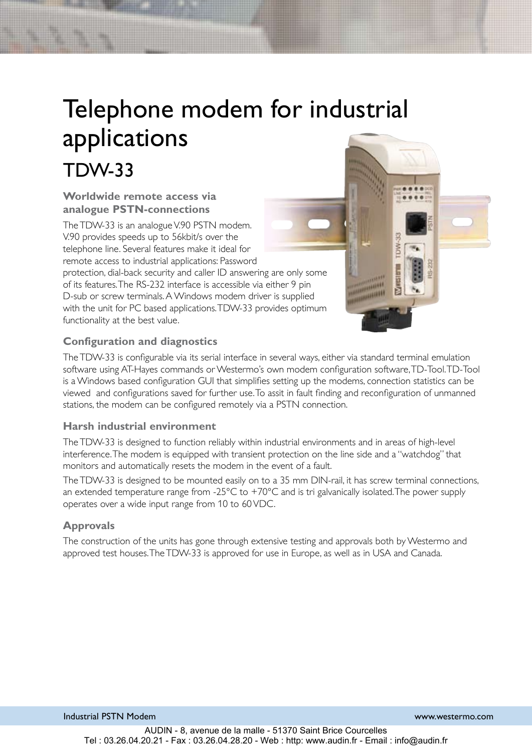# Telephone modem for industrial applications

## TDW-33

### Worldwide remote access via analogue PSTN-connections

The TDW-33 is an analogue V.90 PSTN modem. V.90 provides speeds up to 56kbit/s over the telephone line. Several features make it ideal for remote access to industrial applications: Password protection, dial-back security and caller ID answering are only some of its features. The RS-232 interface is accessible via either 9 pin D-sub or screw terminals. A Windows modem driver is supplied with the unit for PC based applications. TDW-33 provides optimum functionality at the best value.

### Configuration and diagnostics

The TDW-33 is configurable via its serial interface in several ways, either via standard terminal emulation software using AT-Hayes commands or Westermo's own modem configuration software, TD-Tool. TD-Tool is a Windows based configuration GUI that simplifies setting up the modems, connection statistics can be viewed and configurations saved for further use. To assit in fault finding and reconfiguration of unmanned stations, the modem can be configured remotely via a PSTN connection.

### Harsh industrial environment

The TDW-33 is designed to function reliably within industrial environments and in areas of high-level interference. The modem is equipped with transient protection on the line side and a "watchdog" that monitors and automatically resets the modem in the event of a fault.

The TDW-33 is designed to be mounted easily on to a 35 mm DIN-rail, it has screw terminal connections, an extended temperature range from -25°C to +70°C and is tri galvanically isolated. The power supply operates over a wide input range from 10 to 60 VDC.

### Approvals

The construction of the units has gone through extensive testing and approvals both by Westermo and approved test houses. The TDW-33 is approved for use in Europe, as well as in USA and Canada.

AUDIN - 8, avenue de la malle - 51370 Saint Brice Courcelles
Tel : 03.26.04.20.21 - Fax : 03.26.04.28.20 - Web : http: www.audin.fr - Email : info@audin.fr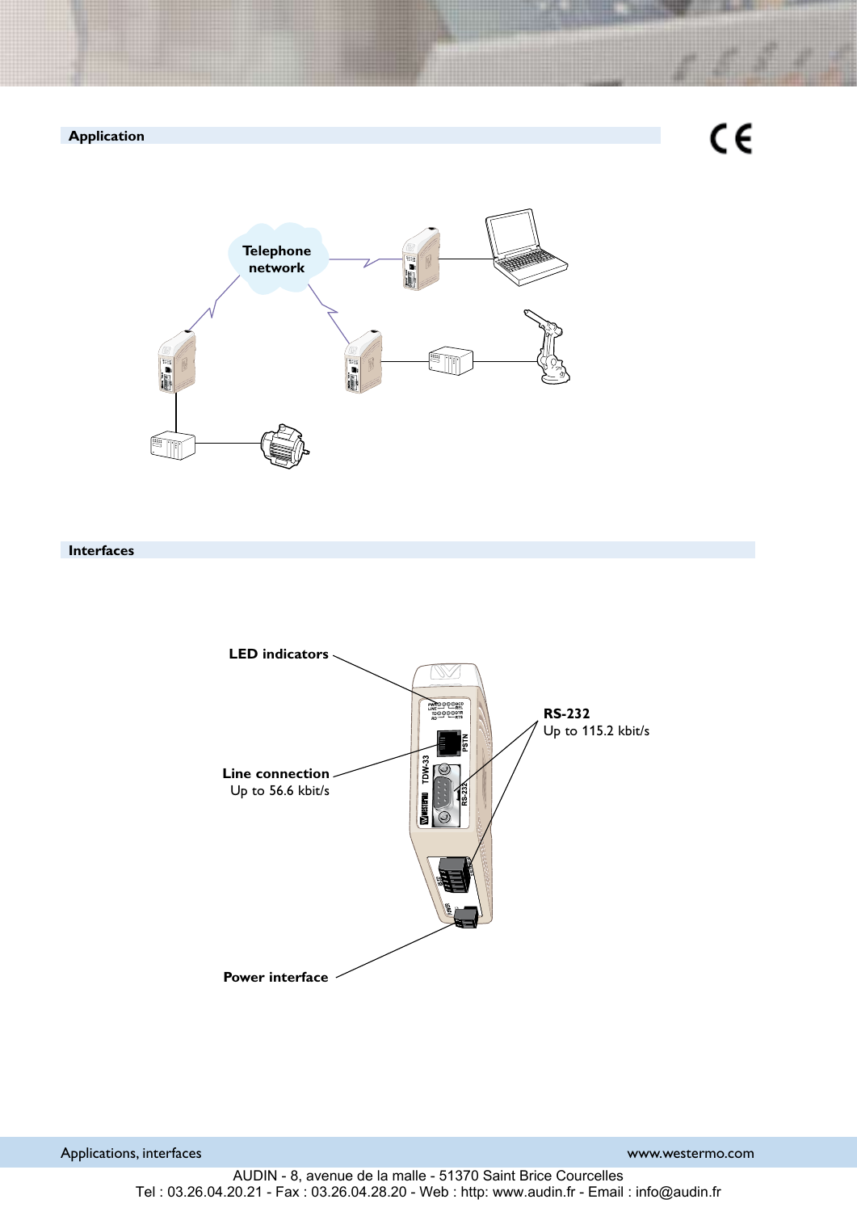## Application

Telephone network

## Interfaces

LED indicators

Line connection
Up to 56.6 kbit/s

**RS-232**
Up to 115.2 kbit/s

Power interface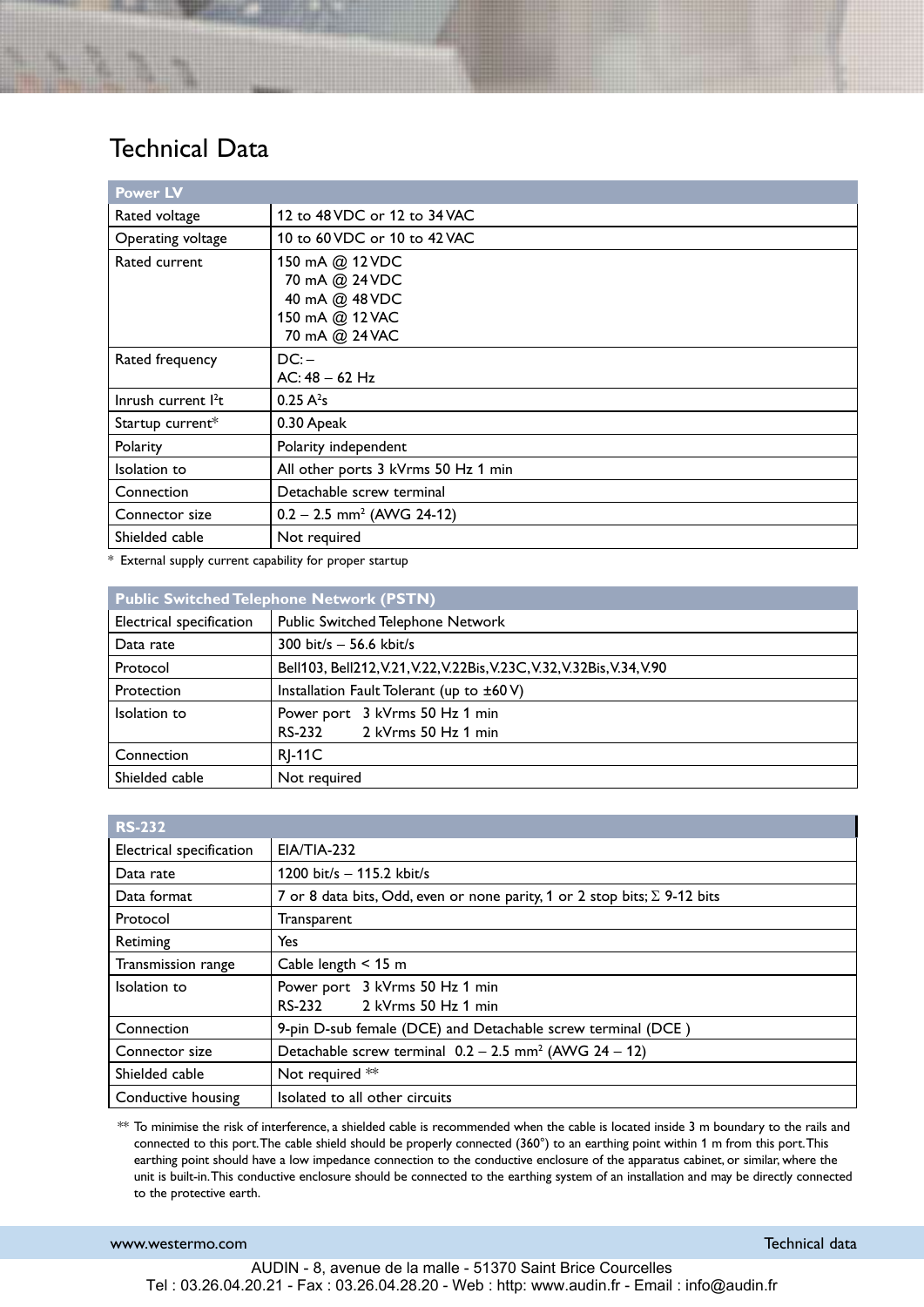# Technical Data

| Power LV | |
|---|---|
| Rated voltage | 12 to 48 VDC or 12 to 34 VAC |
| Operating voltage | 10 to 60 VDC or 10 to 42 VAC |
| Rated current | 150 mA @ 12 VDC<br>70 mA @ 24 VDC<br>40 mA @ 48 VDC<br>150 mA @ 12 VAC<br>70 mA @ 24 VAC |
| Rated frequency | DC: –<br>AC: 48 – 62 Hz |
| Inrush current $I^2t$ | 0.25 $A^2s$ |
| Startup current* | 0.30 Apeak |
| Polarity | Polarity independent |
| Isolation to | All other ports 3 kVrms 50 Hz 1 min |
| Connection | Detachable screw terminal |
| Connector size | 0.2 – 2.5 $mm^2$ (AWG 24-12) |
| Shielded cable | Not required |

\* External supply current capability for proper startup

| Public Switched Telephone Network (PSTN) | |
|---|---|
| Electrical specification | Public Switched Telephone Network |
| Data rate | 300 bit/s – 56.6 kbit/s |
| Protocol | Bell103, Bell212, V.21, V.22, V.22Bis, V.23C, V.32, V.32Bis, V.34, V.90 |
| Protection | Installation Fault Tolerant (up to ±60 V) |
| Isolation to | Power port 3 kVrms 50 Hz 1 min<br>RS-232 2 kVrms 50 Hz 1 min |
| Connection | RJ-11C |
| Shielded cable | Not required |

| RS-232 | |
|---|---|
| Electrical specification | EIA/TIA-232 |
| Data rate | 1200 bit/s – 115.2 kbit/s |
| Data format | 7 or 8 data bits, Odd, even or none parity, 1 or 2 stop bits; Σ 9-12 bits |
| Protocol | Transparent |
| Retiming | Yes |
| Transmission range | Cable length < 15 m |
| Isolation to | Power port 3 kVrms 50 Hz 1 min<br>RS-232 2 kVrms 50 Hz 1 min |
| Connection | 9-pin D-sub female (DCE) and Detachable screw terminal (DCE ) |
| Connector size | Detachable screw terminal 0.2 – 2.5 $mm^2$ (AWG 24 – 12) |
| Shielded cable | Not required ** |
| Conductive housing | Isolated to all other circuits |

** To minimise the risk of interference, a shielded cable is recommended when the cable is located inside 3 m boundary to the rails and connected to this port. The cable shield should be properly connected (360°) to an earthing point within 1 m from this port. This earthing point should have a low impedance connection to the conductive enclosure of the apparatus cabinet, or similar, where the unit is built-in. This conductive enclosure should be connected to the earthing system of an installation and may be directly connected to the protective earth.

AUDIN - 8, avenue de la malle - 51370 Saint Brice Courcelles
Tel : 03.26.04.20.21 - Fax : 03.26.04.28.20 - Web : http: www.audin.fr - Email : info@audin.fr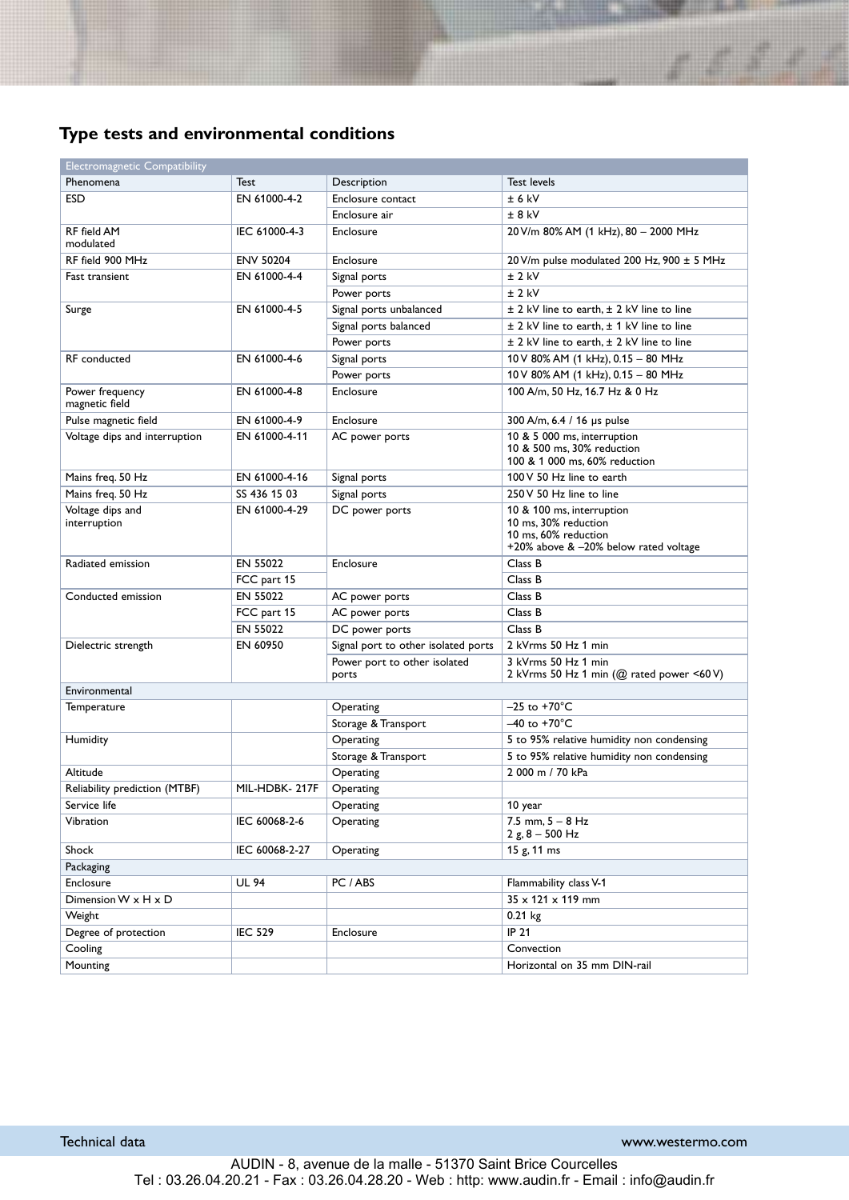## Type tests and environmental conditions

| Electromagnetic Compatibility | | | |
|---|---|---|---|
| Phenomena | Test | Description | Test levels |
| ESD | EN 61000-4-2 | Enclosure contact | ± 6 kV |
| | | Enclosure air | ± 8 kV |
| RF field AM modulated | IEC 61000-4-3 | Enclosure | 20 V/m 80% AM (1 kHz), 80 – 2000 MHz |
| RF field 900 MHz | ENV 50204 | Enclosure | 20 V/m pulse modulated 200 Hz, 900 ± 5 MHz |
| Fast transient | EN 61000-4-4 | Signal ports | ± 2 kV |
| | | Power ports | ± 2 kV |
| Surge | EN 61000-4-5 | Signal ports unbalanced | ± 2 kV line to earth, ± 2 kV line to line |
| | | Signal ports balanced | ± 2 kV line to earth, ± 1 kV line to line |
| | | Power ports | ± 2 kV line to earth, ± 2 kV line to line |
| RF conducted | EN 61000-4-6 | Signal ports | 10 V 80% AM (1 kHz), 0.15 – 80 MHz |
| | | Power ports | 10 V 80% AM (1 kHz), 0.15 – 80 MHz |
| Power frequency magnetic field | EN 61000-4-8 | Enclosure | 100 A/m, 50 Hz, 16.7 Hz & 0 Hz |
| Pulse magnetic field | EN 61000-4-9 | Enclosure | 300 A/m, 6.4 / 16 µs pulse |
| Voltage dips and interruption | EN 61000-4-11 | AC power ports | 10 & 5 000 ms, interruption<br>10 & 500 ms, 30% reduction<br>100 & 1 000 ms, 60% reduction |
| Mains freq. 50 Hz | EN 61000-4-16 | Signal ports | 100 V 50 Hz line to earth |
| Mains freq. 50 Hz | SS 436 15 03 | Signal ports | 250 V 50 Hz line to line |
| Voltage dips and interruption | EN 61000-4-29 | DC power ports | 10 & 100 ms, interruption<br>10 ms, 30% reduction<br>10 ms, 60% reduction<br>+20% above & –20% below rated voltage |
| Radiated emission | EN 55022 | Enclosure | Class B |
| | FCC part 15 | | Class B |
| Conducted emission | EN 55022 | AC power ports | Class B |
| | FCC part 15 | AC power ports | Class B |
| | EN 55022 | DC power ports | Class B |
| Dielectric strength | EN 60950 | Signal port to other isolated ports | 2 kVrms 50 Hz 1 min |
| | | Power port to other isolated ports | 3 kVrms 50 Hz 1 min<br>2 kVrms 50 Hz 1 min (@ rated power <60 V) |
| Environmental | | | |
| Temperature | | Operating | –25 to +70°C |
| | | Storage & Transport | –40 to +70°C |
| Humidity | | Operating | 5 to 95% relative humidity non condensing |
| | | Storage & Transport | 5 to 95% relative humidity non condensing |
| Altitude | | Operating | 2 000 m / 70 kPa |
| Reliability prediction (MTBF) | MIL-HDBK- 217F | Operating | |
| Service life | | Operating | 10 year |
| Vibration | IEC 60068-2-6 | Operating | 7.5 mm, 5 – 8 Hz<br>2 g, 8 – 500 Hz |
| Shock | IEC 60068-2-27 | Operating | 15 g, 11 ms |
| Packaging | | | |
| Enclosure | UL 94 | PC / ABS | Flammability class V-1 |
| Dimension W x H x D | | | 35 x 121 x 119 mm |
| Weight | | | 0.21 kg |
| Degree of protection | IEC 529 | Enclosure | IP 21 |
| Cooling | | | Convection |
| Mounting | | | Horizontal on 35 mm DIN-rail |

Technical data www.westermo.com

AUDIN - 8, avenue de la malle - 51370 Saint Brice Courcelles
Tel : 03.26.04.20.21 - Fax : 03.26.04.28.20 - Web : http: www.audin.fr - Email : info@audin.fr